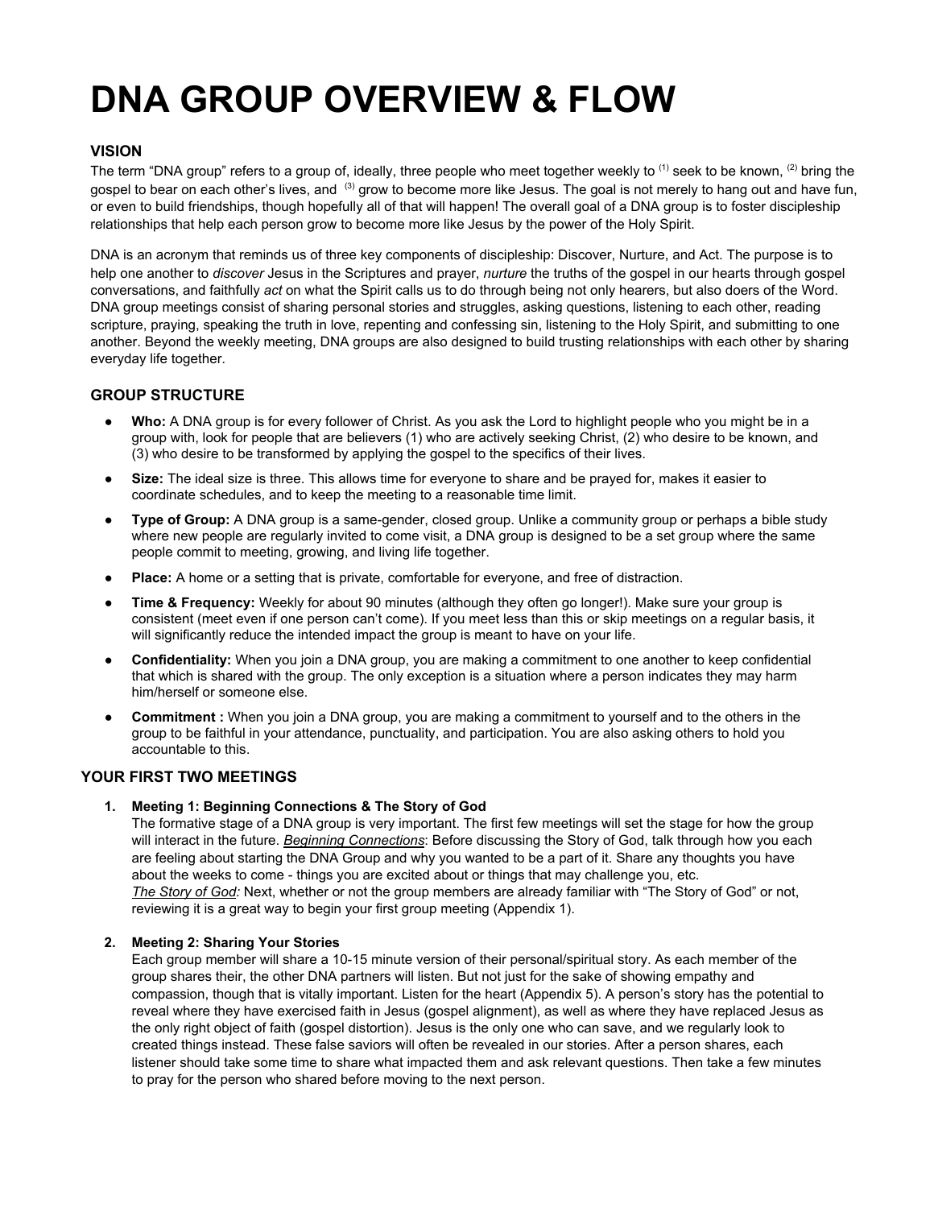# DNA GROUP OVERVIEW & FLOW

## VISION

The term "DNA group" refers to a group of, ideally, three people who meet together weekly to [1] seek to be known, [2] bring the gospel to bear on each other's lives, and [3] grow to become more like Jesus. The goal is not merely to hang out and have fun, or even to build friendships, though hopefully all of that will happen! The overall goal of a DNA group is to foster discipleship relationships that help each person grow to become more like Jesus by the power of the Holy Spirit.

DNA is an acronym that reminds us of three key components of discipleship: Discover, Nurture, and Act. The purpose is to help one another to *discover* Jesus in the Scriptures and prayer, *nurture* the truths of the gospel in our hearts through gospel conversations, and faithfully *act* on what the Spirit calls us to do through being not only hearers, but also doers of the Word. DNA group meetings consist of sharing personal stories and struggles, asking questions, listening to each other, reading scripture, praying, speaking the truth in love, repenting and confessing sin, listening to the Holy Spirit, and submitting to one another. Beyond the weekly meeting, DNA groups are also designed to build trusting relationships with each other by sharing everyday life together.

## GROUP STRUCTURE

- **Who:** A DNA group is for every follower of Christ. As you ask the Lord to highlight people who you might be in a group with, look for people that are believers (1) who are actively seeking Christ, (2) who desire to be known, and (3) who desire to be transformed by applying the gospel to the specifics of their lives.
- **Size:** The ideal size is three. This allows time for everyone to share and be prayed for, makes it easier to coordinate schedules, and to keep the meeting to a reasonable time limit.
- **Type of Group:** A DNA group is a same-gender, closed group. Unlike a community group or perhaps a bible study where new people are regularly invited to come visit, a DNA group is designed to be a set group where the same people commit to meeting, growing, and living life together.
- **Place:** A home or a setting that is private, comfortable for everyone, and free of distraction.
- **Time & Frequency:** Weekly for about 90 minutes (although they often go longer!). Make sure your group is consistent (meet even if one person can't come). If you meet less than this or skip meetings on a regular basis, it will significantly reduce the intended impact the group is meant to have on your life.
- **Confidentiality:** When you join a DNA group, you are making a commitment to one another to keep confidential that which is shared with the group. The only exception is a situation where a person indicates they may harm him/herself or someone else.
- **Commitment :** When you join a DNA group, you are making a commitment to yourself and to the others in the group to be faithful in your attendance, punctuality, and participation. You are also asking others to hold you accountable to this.

## YOUR FIRST TWO MEETINGS

1. **Meeting 1: Beginning Connections & The Story of God**
   The formative stage of a DNA group is very important. The first few meetings will set the stage for how the group will interact in the future. *Beginning Connections*: Before discussing the Story of God, talk through how you each are feeling about starting the DNA Group and why you wanted to be a part of it. Share any thoughts you have about the weeks to come - things you are excited about or things that may challenge you, etc.
   *The Story of God:* Next, whether or not the group members are already familiar with "The Story of God" or not, reviewing it is a great way to begin your first group meeting (Appendix 1).

2. **Meeting 2: Sharing Your Stories**
   Each group member will share a 10-15 minute version of their personal/spiritual story. As each member of the group shares their, the other DNA partners will listen. But not just for the sake of showing empathy and compassion, though that is vitally important. Listen for the heart (Appendix 5). A person's story has the potential to reveal where they have exercised faith in Jesus (gospel alignment), as well as where they have replaced Jesus as the only right object of faith (gospel distortion). Jesus is the only one who can save, and we regularly look to created things instead. These false saviors will often be revealed in our stories. After a person shares, each listener should take some time to share what impacted them and ask relevant questions. Then take a few minutes to pray for the person who shared before moving to the next person.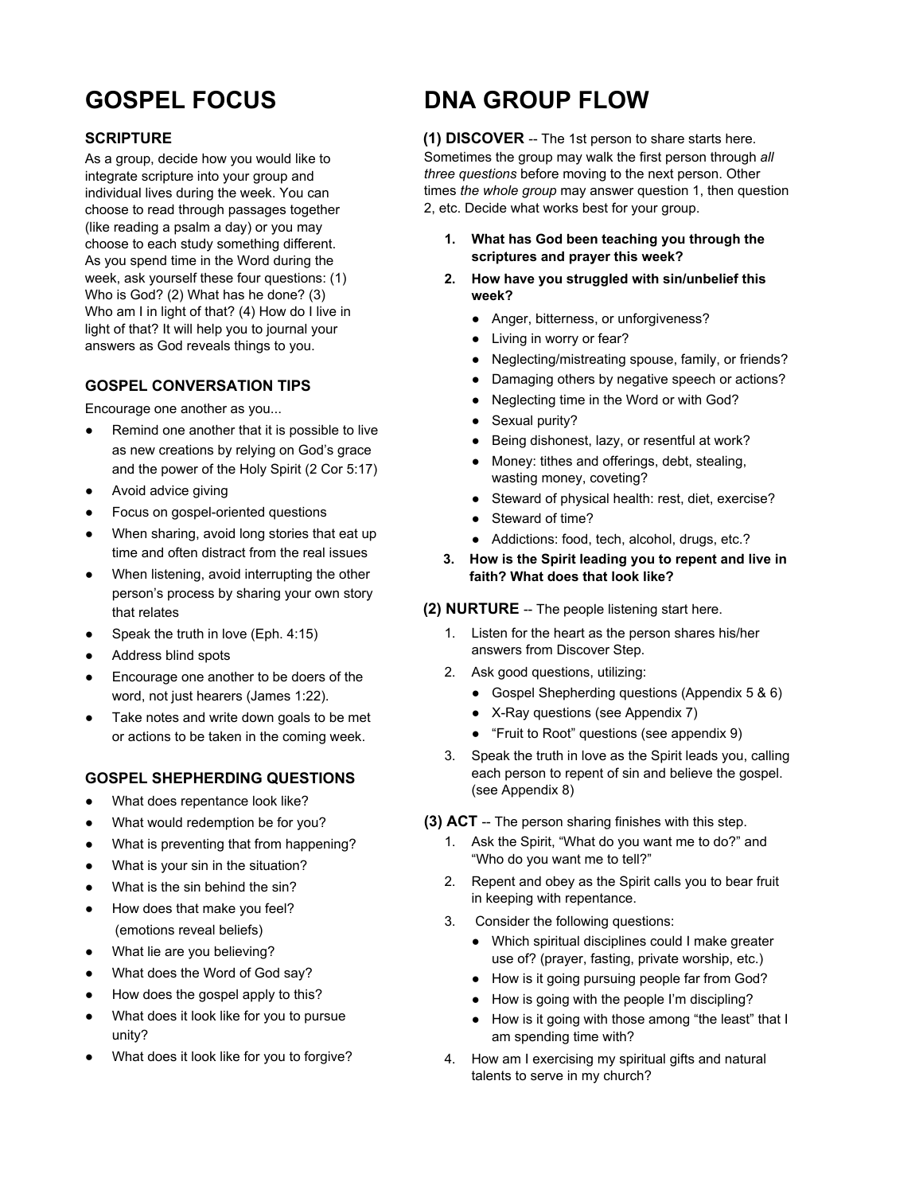# GOSPEL FOCUS

### SCRIPTURE

As a group, decide how you would like to integrate scripture into your group and individual lives during the week. You can choose to read through passages together (like reading a psalm a day) or you may choose to each study something different. As you spend time in the Word during the week, ask yourself these four questions: (1) Who is God? (2) What has he done? (3) Who am I in light of that? (4) How do I live in light of that? It will help you to journal your answers as God reveals things to you.

### GOSPEL CONVERSATION TIPS

Encourage one another as you...

- Remind one another that it is possible to live as new creations by relying on God's grace and the power of the Holy Spirit (2 Cor 5:17)
- Avoid advice giving
- Focus on gospel-oriented questions
- When sharing, avoid long stories that eat up time and often distract from the real issues
- When listening, avoid interrupting the other person's process by sharing your own story that relates
- Speak the truth in love (Eph. 4:15)
- Address blind spots
- Encourage one another to be doers of the word, not just hearers (James 1:22).
- Take notes and write down goals to be met or actions to be taken in the coming week.

### GOSPEL SHEPHERDING QUESTIONS

- What does repentance look like?
- What would redemption be for you?
- What is preventing that from happening?
- What is your sin in the situation?
- What is the sin behind the sin?
- How does that make you feel? (emotions reveal beliefs)
- What lie are you believing?
- What does the Word of God say?
- How does the gospel apply to this?
- What does it look like for you to pursue unity?
- What does it look like for you to forgive?

# DNA GROUP FLOW

**(1) DISCOVER** -- The 1st person to share starts here. Sometimes the group may walk the first person through *all three questions* before moving to the next person. Other times *the whole group* may answer question 1, then question 2, etc. Decide what works best for your group.

1. **What has God been teaching you through the scriptures and prayer this week?**
2. **How have you struggled with sin/unbelief this week?**
   - Anger, bitterness, or unforgiveness?
   - Living in worry or fear?
   - Neglecting/mistreating spouse, family, or friends?
   - Damaging others by negative speech or actions?
   - Neglecting time in the Word or with God?
   - Sexual purity?
   - Being dishonest, lazy, or resentful at work?
   - Money: tithes and offerings, debt, stealing, wasting money, coveting?
   - Steward of physical health: rest, diet, exercise?
   - Steward of time?
   - Addictions: food, tech, alcohol, drugs, etc.?
3. **How is the Spirit leading you to repent and live in faith? What does that look like?**

**(2) NURTURE** -- The people listening start here.

1. Listen for the heart as the person shares his/her answers from Discover Step.
2. Ask good questions, utilizing:
   - Gospel Shepherding questions (Appendix 5 & 6)
   - X-Ray questions (see Appendix 7)
   - "Fruit to Root" questions (see appendix 9)
3. Speak the truth in love as the Spirit leads you, calling each person to repent of sin and believe the gospel. (see Appendix 8)

**(3) ACT** -- The person sharing finishes with this step.

1. Ask the Spirit, "What do you want me to do?" and "Who do you want me to tell?"
2. Repent and obey as the Spirit calls you to bear fruit in keeping with repentance.
3. Consider the following questions:
   - Which spiritual disciplines could I make greater use of? (prayer, fasting, private worship, etc.)
   - How is it going pursuing people far from God?
   - How is going with the people I'm discipling?
   - How is it going with those among "the least" that I am spending time with?
4. How am I exercising my spiritual gifts and natural talents to serve in my church?